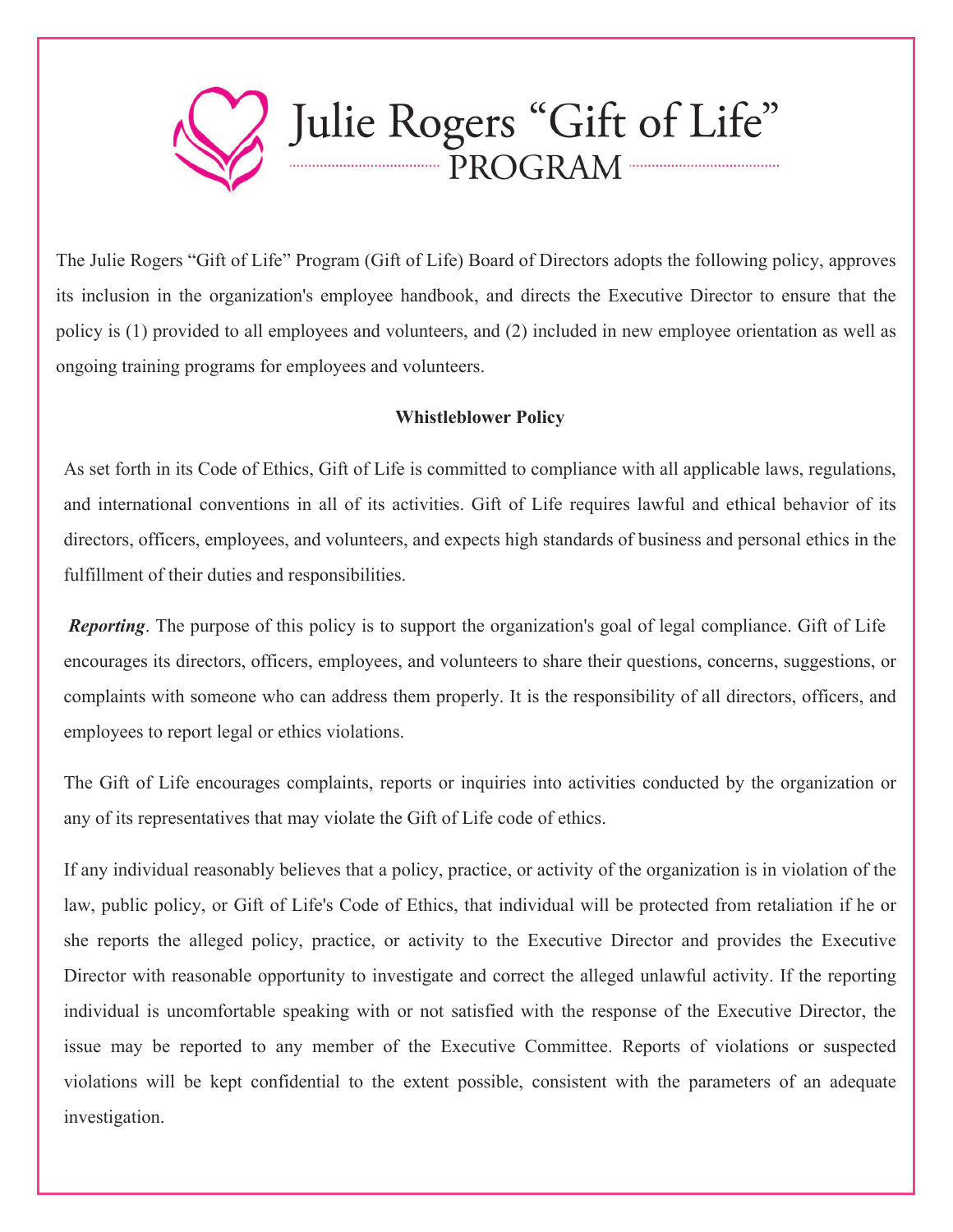# Julie Rogers "Gift of Life" PROGRAM

The Julie Rogers "Gift of Life" Program (Gift of Life) Board of Directors adopts the following policy, approves its inclusion in the organization's employee handbook, and directs the Executive Director to ensure that the policy is (1) provided to all employees and volunteers, and (2) included in new employee orientation as well as ongoing training programs for employees and volunteers.

**Whistleblower Policy**

As set forth in its Code of Ethics, Gift of Life is committed to compliance with all applicable laws, regulations, and international conventions in all of its activities. Gift of Life requires lawful and ethical behavior of its directors, officers, employees, and volunteers, and expects high standards of business and personal ethics in the fulfillment of their duties and responsibilities.

***Reporting***. The purpose of this policy is to support the organization's goal of legal compliance. Gift of Life encourages its directors, officers, employees, and volunteers to share their questions, concerns, suggestions, or complaints with someone who can address them properly. It is the responsibility of all directors, officers, and employees to report legal or ethics violations.

The Gift of Life encourages complaints, reports or inquiries into activities conducted by the organization or any of its representatives that may violate the Gift of Life code of ethics.

If any individual reasonably believes that a policy, practice, or activity of the organization is in violation of the law, public policy, or Gift of Life's Code of Ethics, that individual will be protected from retaliation if he or she reports the alleged policy, practice, or activity to the Executive Director and provides the Executive Director with reasonable opportunity to investigate and correct the alleged unlawful activity. If the reporting individual is uncomfortable speaking with or not satisfied with the response of the Executive Director, the issue may be reported to any member of the Executive Committee. Reports of violations or suspected violations will be kept confidential to the extent possible, consistent with the parameters of an adequate investigation.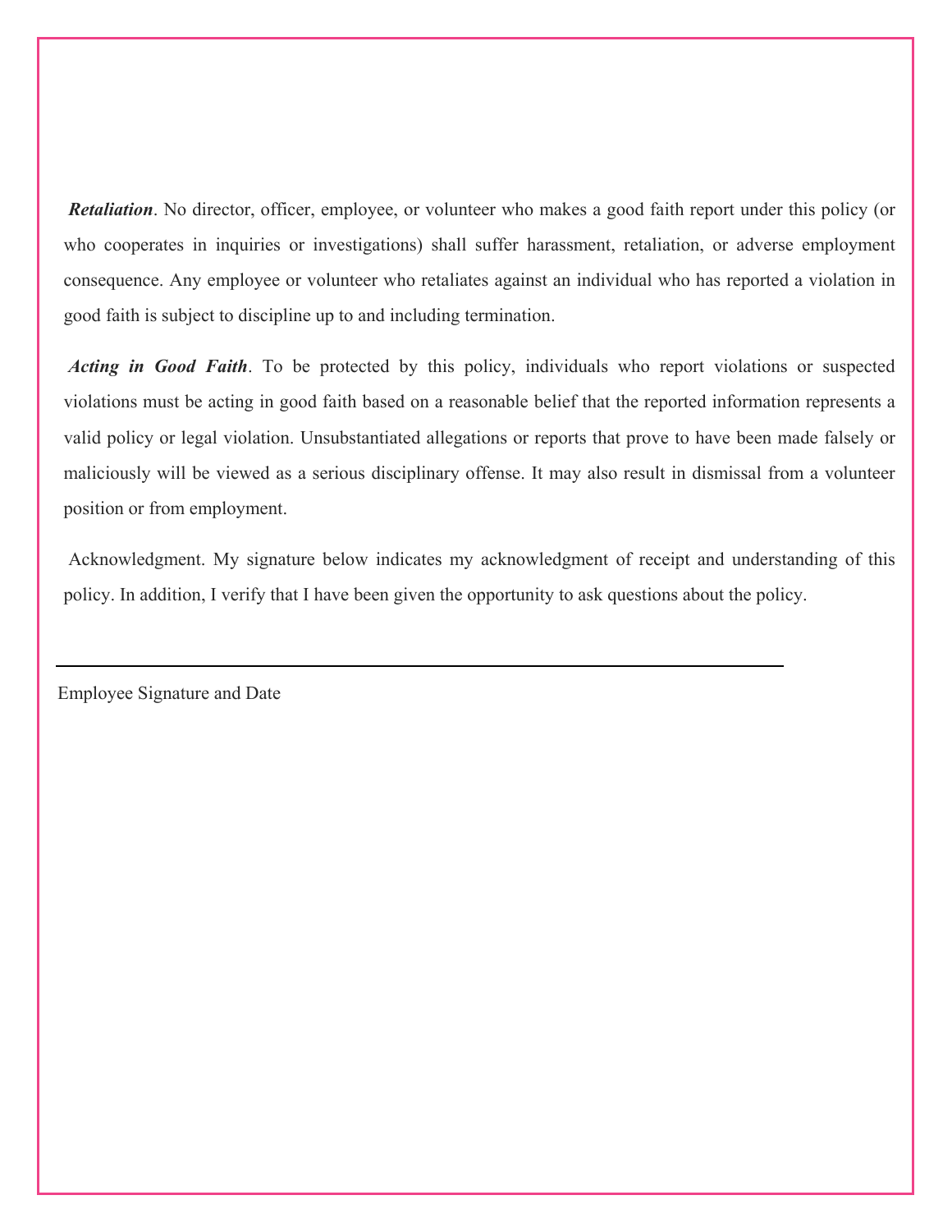***Retaliation***. No director, officer, employee, or volunteer who makes a good faith report under this policy (or who cooperates in inquiries or investigations) shall suffer harassment, retaliation, or adverse employment consequence. Any employee or volunteer who retaliates against an individual who has reported a violation in good faith is subject to discipline up to and including termination.

***Acting in Good Faith***. To be protected by this policy, individuals who report violations or suspected violations must be acting in good faith based on a reasonable belief that the reported information represents a valid policy or legal violation. Unsubstantiated allegations or reports that prove to have been made falsely or maliciously will be viewed as a serious disciplinary offense. It may also result in dismissal from a volunteer position or from employment.

Acknowledgment. My signature below indicates my acknowledgment of receipt and understanding of this policy. In addition, I verify that I have been given the opportunity to ask questions about the policy.

\_\_\_\_\_\_\_\_\_\_\_\_\_\_\_\_\_\_\_\_\_\_\_\_\_\_\_\_\_\_\_\_\_\_\_\_\_\_\_\_\_\_\_\_\_\_\_\_\_\_\_\_\_\_\_\_

Employee Signature and Date